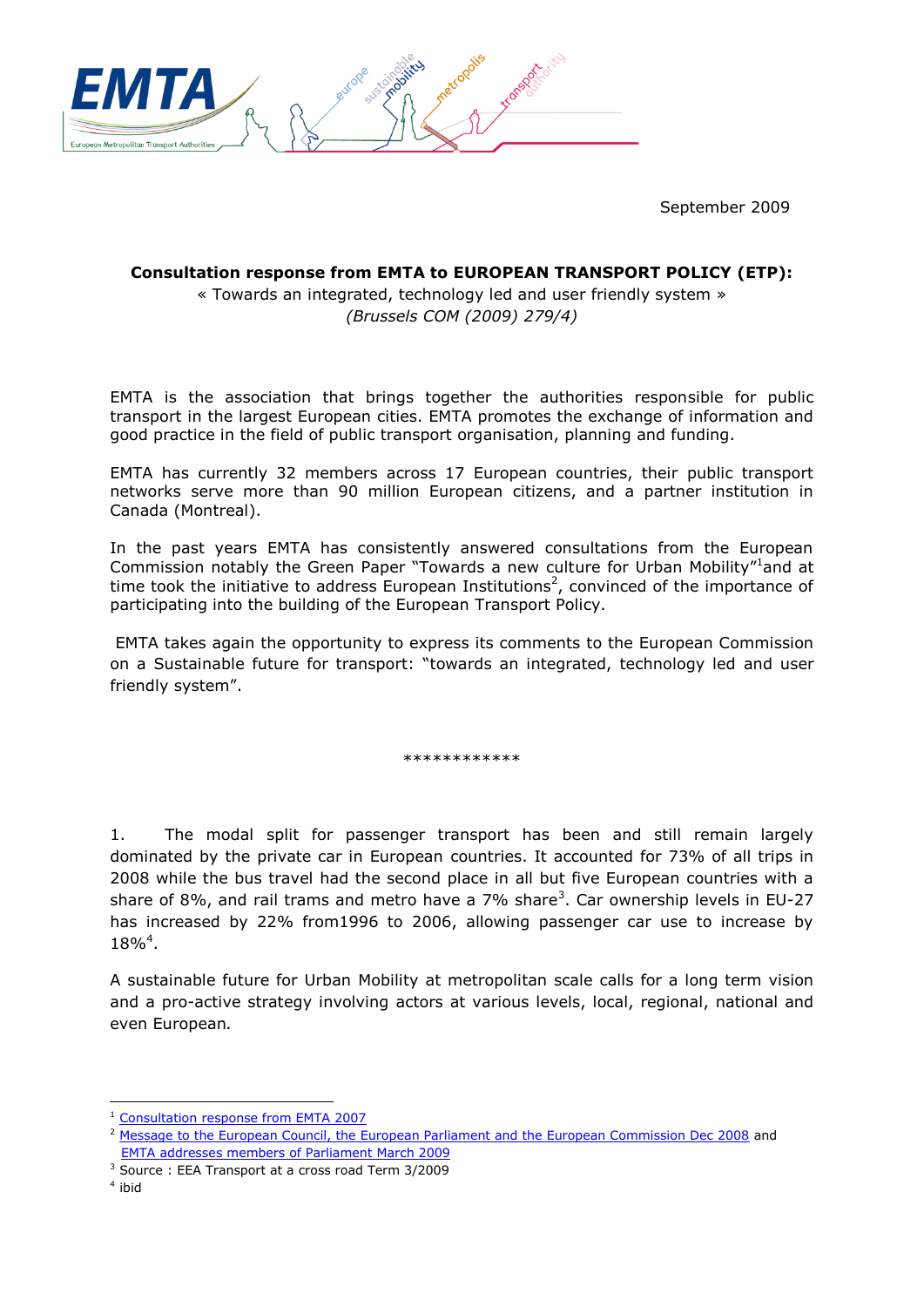September 2009

**Consultation response from EMTA to EUROPEAN TRANSPORT POLICY (ETP):**

« Towards an integrated, technology led and user friendly system »

*(Brussels COM (2009) 279/4)*

EMTA is the association that brings together the authorities responsible for public transport in the largest European cities. EMTA promotes the exchange of information and good practice in the field of public transport organisation, planning and funding.

EMTA has currently 32 members across 17 European countries, their public transport networks serve more than 90 million European citizens, and a partner institution in Canada (Montreal).

In the past years EMTA has consistently answered consultations from the European Commission notably the Green Paper "Towards a new culture for Urban Mobility"[1]and at time took the initiative to address European Institutions[2], convinced of the importance of participating into the building of the European Transport Policy.

EMTA takes again the opportunity to express its comments to the European Commission on a Sustainable future for transport: "towards an integrated, technology led and user friendly system".

************

1. The modal split for passenger transport has been and still remain largely dominated by the private car in European countries. It accounted for 73% of all trips in 2008 while the bus travel had the second place in all but five European countries with a share of 8%, and rail trams and metro have a 7% share[3]. Car ownership levels in EU-27 has increased by 22% from1996 to 2006, allowing passenger car use to increase by 18%[4].

A sustainable future for Urban Mobility at metropolitan scale calls for a long term vision and a pro-active strategy involving actors at various levels, local, regional, national and even European.

---

[1] Consultation response from EMTA 2007

[2] Message to the European Council, the European Parliament and the European Commission Dec 2008 and EMTA addresses members of Parliament March 2009

[3] Source : EEA Transport at a cross road Term 3/2009

[4] ibid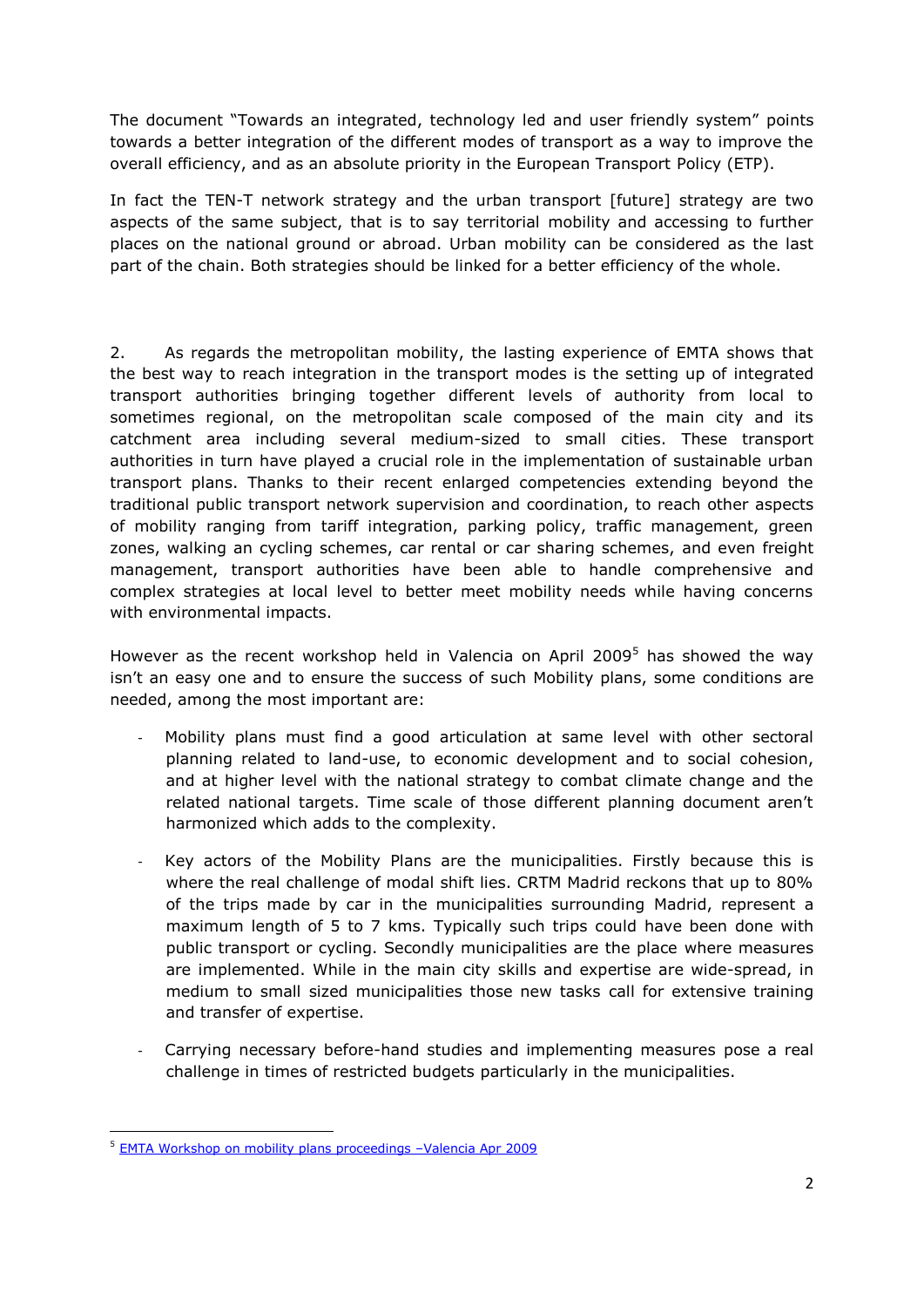The document "Towards an integrated, technology led and user friendly system" points towards a better integration of the different modes of transport as a way to improve the overall efficiency, and as an absolute priority in the European Transport Policy (ETP).

In fact the TEN-T network strategy and the urban transport [future] strategy are two aspects of the same subject, that is to say territorial mobility and accessing to further places on the national ground or abroad. Urban mobility can be considered as the last part of the chain. Both strategies should be linked for a better efficiency of the whole.

2. As regards the metropolitan mobility, the lasting experience of EMTA shows that the best way to reach integration in the transport modes is the setting up of integrated transport authorities bringing together different levels of authority from local to sometimes regional, on the metropolitan scale composed of the main city and its catchment area including several medium-sized to small cities. These transport authorities in turn have played a crucial role in the implementation of sustainable urban transport plans. Thanks to their recent enlarged competencies extending beyond the traditional public transport network supervision and coordination, to reach other aspects of mobility ranging from tariff integration, parking policy, traffic management, green zones, walking an cycling schemes, car rental or car sharing schemes, and even freight management, transport authorities have been able to handle comprehensive and complex strategies at local level to better meet mobility needs while having concerns with environmental impacts.

However as the recent workshop held in Valencia on April 2009[5] has showed the way isn't an easy one and to ensure the success of such Mobility plans, some conditions are needed, among the most important are:

- Mobility plans must find a good articulation at same level with other sectoral planning related to land-use, to economic development and to social cohesion, and at higher level with the national strategy to combat climate change and the related national targets. Time scale of those different planning document aren't harmonized which adds to the complexity.

- Key actors of the Mobility Plans are the municipalities. Firstly because this is where the real challenge of modal shift lies. CRTM Madrid reckons that up to 80% of the trips made by car in the municipalities surrounding Madrid, represent a maximum length of 5 to 7 kms. Typically such trips could have been done with public transport or cycling. Secondly municipalities are the place where measures are implemented. While in the main city skills and expertise are wide-spread, in medium to small sized municipalities those new tasks call for extensive training and transfer of expertise.

- Carrying necessary before-hand studies and implementing measures pose a real challenge in times of restricted budgets particularly in the municipalities.

[5] EMTA Workshop on mobility plans proceedings –Valencia Apr 2009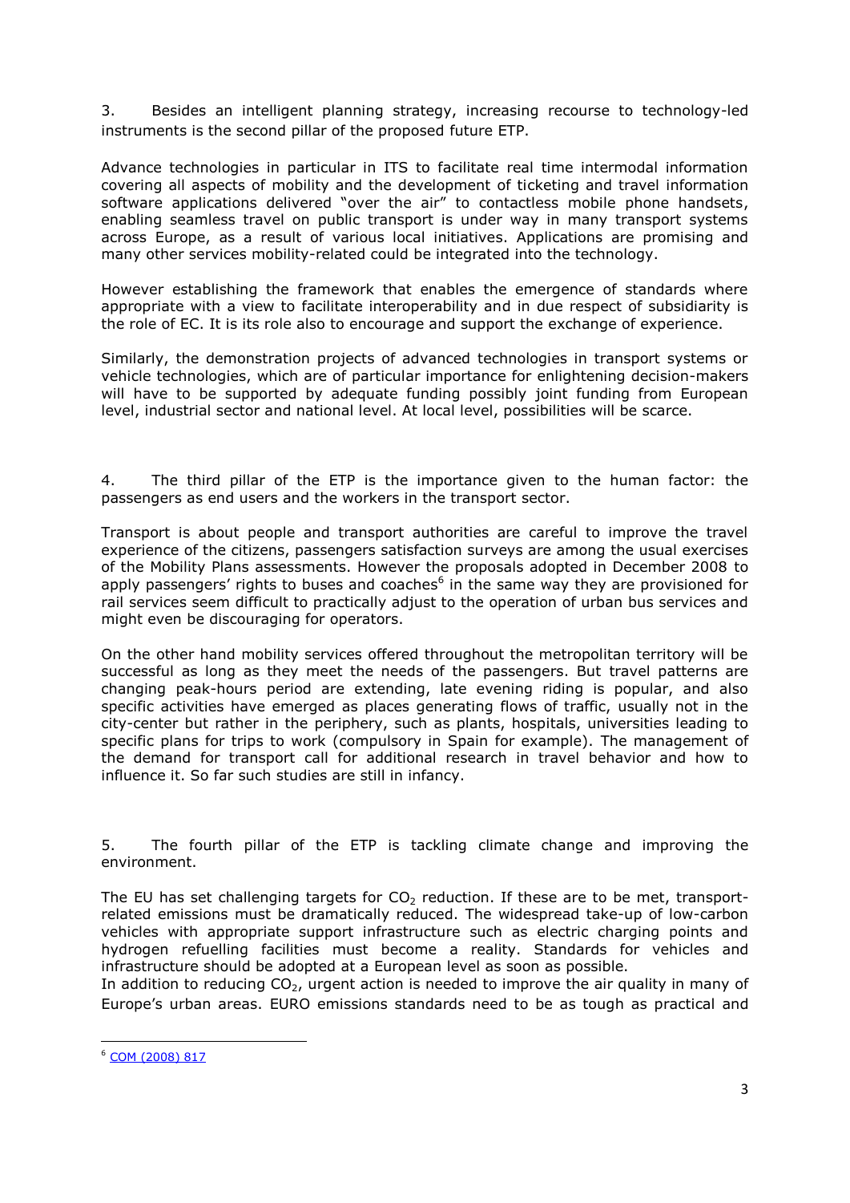3. Besides an intelligent planning strategy, increasing recourse to technology-led instruments is the second pillar of the proposed future ETP.

Advance technologies in particular in ITS to facilitate real time intermodal information covering all aspects of mobility and the development of ticketing and travel information software applications delivered "over the air" to contactless mobile phone handsets, enabling seamless travel on public transport is under way in many transport systems across Europe, as a result of various local initiatives. Applications are promising and many other services mobility-related could be integrated into the technology.

However establishing the framework that enables the emergence of standards where appropriate with a view to facilitate interoperability and in due respect of subsidiarity is the role of EC. It is its role also to encourage and support the exchange of experience.

Similarly, the demonstration projects of advanced technologies in transport systems or vehicle technologies, which are of particular importance for enlightening decision-makers will have to be supported by adequate funding possibly joint funding from European level, industrial sector and national level. At local level, possibilities will be scarce.

4. The third pillar of the ETP is the importance given to the human factor: the passengers as end users and the workers in the transport sector.

Transport is about people and transport authorities are careful to improve the travel experience of the citizens, passengers satisfaction surveys are among the usual exercises of the Mobility Plans assessments. However the proposals adopted in December 2008 to apply passengers' rights to buses and coaches[6] in the same way they are provisioned for rail services seem difficult to practically adjust to the operation of urban bus services and might even be discouraging for operators.

On the other hand mobility services offered throughout the metropolitan territory will be successful as long as they meet the needs of the passengers. But travel patterns are changing peak-hours period are extending, late evening riding is popular, and also specific activities have emerged as places generating flows of traffic, usually not in the city-center but rather in the periphery, such as plants, hospitals, universities leading to specific plans for trips to work (compulsory in Spain for example). The management of the demand for transport call for additional research in travel behavior and how to influence it. So far such studies are still in infancy.

5. The fourth pillar of the ETP is tackling climate change and improving the environment.

The EU has set challenging targets for $CO_2$ reduction. If these are to be met, transport-related emissions must be dramatically reduced. The widespread take-up of low-carbon vehicles with appropriate support infrastructure such as electric charging points and hydrogen refuelling facilities must become a reality. Standards for vehicles and infrastructure should be adopted at a European level as soon as possible.
In addition to reducing $CO_2$, urgent action is needed to improve the air quality in many of Europe's urban areas. EURO emissions standards need to be as tough as practical and

[6] COM (2008) 817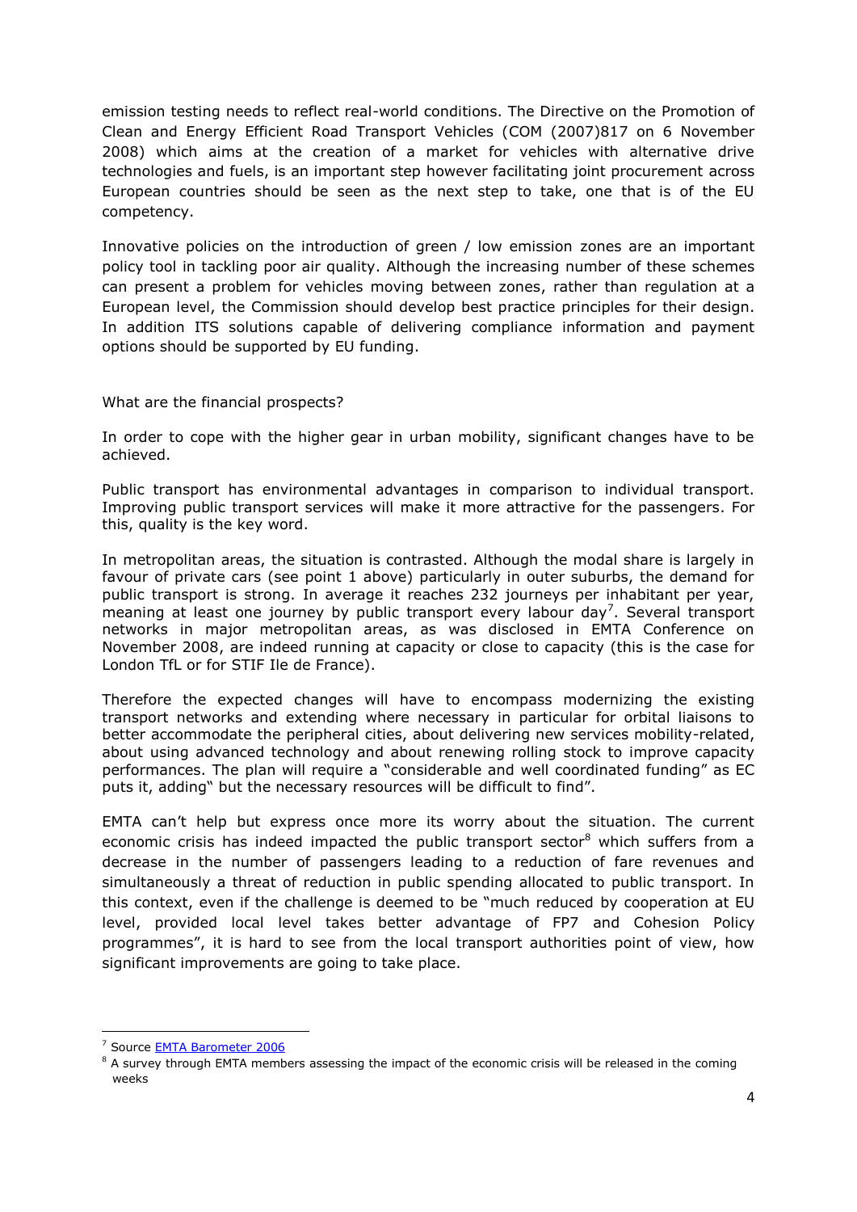emission testing needs to reflect real-world conditions. The Directive on the Promotion of Clean and Energy Efficient Road Transport Vehicles (COM (2007)817 on 6 November 2008) which aims at the creation of a market for vehicles with alternative drive technologies and fuels, is an important step however facilitating joint procurement across European countries should be seen as the next step to take, one that is of the EU competency.

Innovative policies on the introduction of green / low emission zones are an important policy tool in tackling poor air quality. Although the increasing number of these schemes can present a problem for vehicles moving between zones, rather than regulation at a European level, the Commission should develop best practice principles for their design. In addition ITS solutions capable of delivering compliance information and payment options should be supported by EU funding.

What are the financial prospects?

In order to cope with the higher gear in urban mobility, significant changes have to be achieved.

Public transport has environmental advantages in comparison to individual transport. Improving public transport services will make it more attractive for the passengers. For this, quality is the key word.

In metropolitan areas, the situation is contrasted. Although the modal share is largely in favour of private cars (see point 1 above) particularly in outer suburbs, the demand for public transport is strong. In average it reaches 232 journeys per inhabitant per year, meaning at least one journey by public transport every labour day[7]. Several transport networks in major metropolitan areas, as was disclosed in EMTA Conference on November 2008, are indeed running at capacity or close to capacity (this is the case for London TfL or for STIF Ile de France).

Therefore the expected changes will have to encompass modernizing the existing transport networks and extending where necessary in particular for orbital liaisons to better accommodate the peripheral cities, about delivering new services mobility-related, about using advanced technology and about renewing rolling stock to improve capacity performances. The plan will require a "considerable and well coordinated funding" as EC puts it, adding" but the necessary resources will be difficult to find".

EMTA can't help but express once more its worry about the situation. The current economic crisis has indeed impacted the public transport sector[8] which suffers from a decrease in the number of passengers leading to a reduction of fare revenues and simultaneously a threat of reduction in public spending allocated to public transport. In this context, even if the challenge is deemed to be "much reduced by cooperation at EU level, provided local level takes better advantage of FP7 and Cohesion Policy programmes", it is hard to see from the local transport authorities point of view, how significant improvements are going to take place.

---

[7] Source EMTA Barometer 2006

[8] A survey through EMTA members assessing the impact of the economic crisis will be released in the coming weeks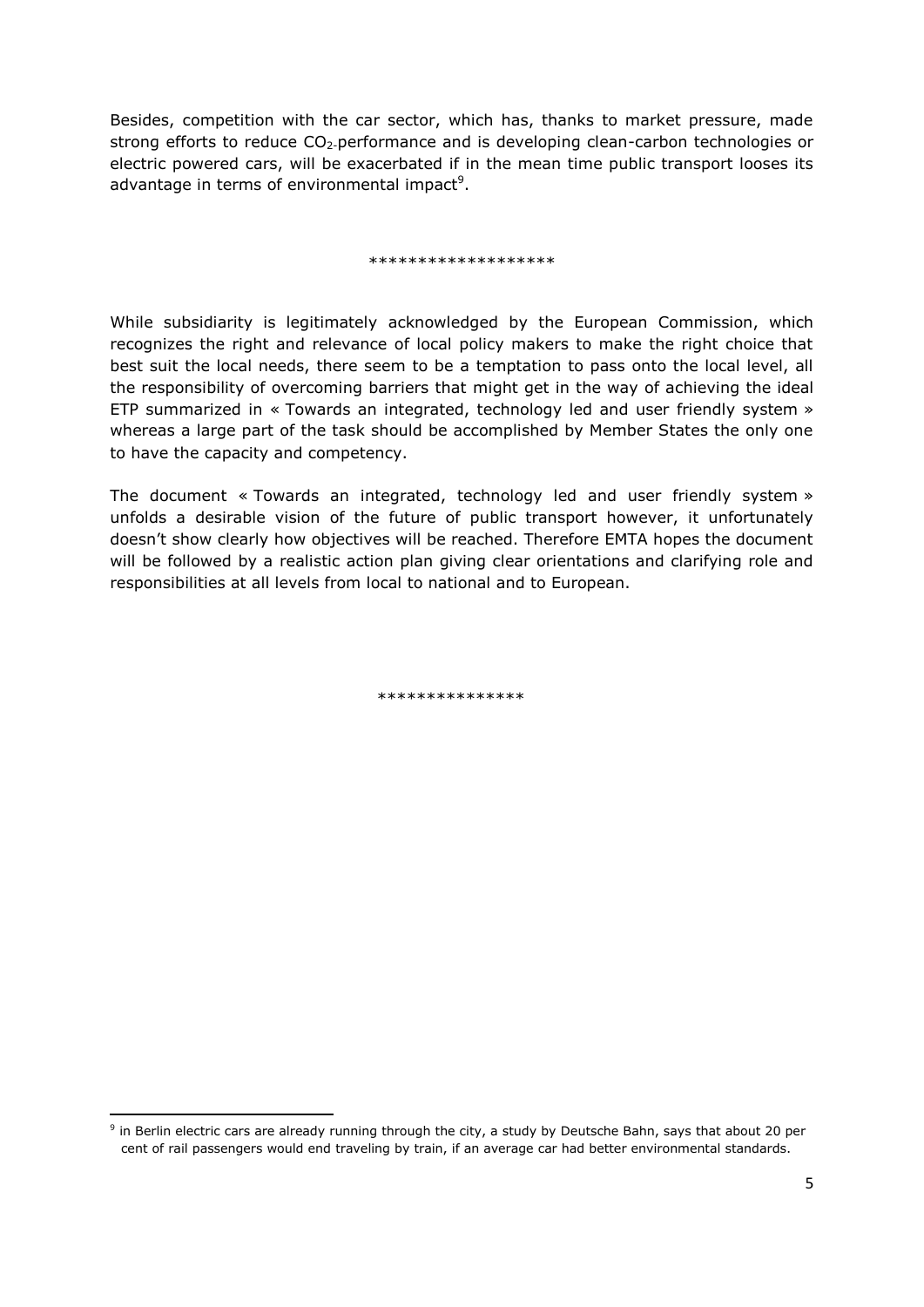Besides, competition with the car sector, which has, thanks to market pressure, made strong efforts to reduce $CO_2$-performance and is developing clean-carbon technologies or electric powered cars, will be exacerbated if in the mean time public transport looses its advantage in terms of environmental impact[9].

*******************

While subsidiarity is legitimately acknowledged by the European Commission, which recognizes the right and relevance of local policy makers to make the right choice that best suit the local needs, there seem to be a temptation to pass onto the local level, all the responsibility of overcoming barriers that might get in the way of achieving the ideal ETP summarized in « Towards an integrated, technology led and user friendly system » whereas a large part of the task should be accomplished by Member States the only one to have the capacity and competency.

The document « Towards an integrated, technology led and user friendly system » unfolds a desirable vision of the future of public transport however, it unfortunately doesn't show clearly how objectives will be reached. Therefore EMTA hopes the document will be followed by a realistic action plan giving clear orientations and clarifying role and responsibilities at all levels from local to national and to European.

***************

[9] in Berlin electric cars are already running through the city, a study by Deutsche Bahn, says that about 20 per cent of rail passengers would end traveling by train, if an average car had better environmental standards.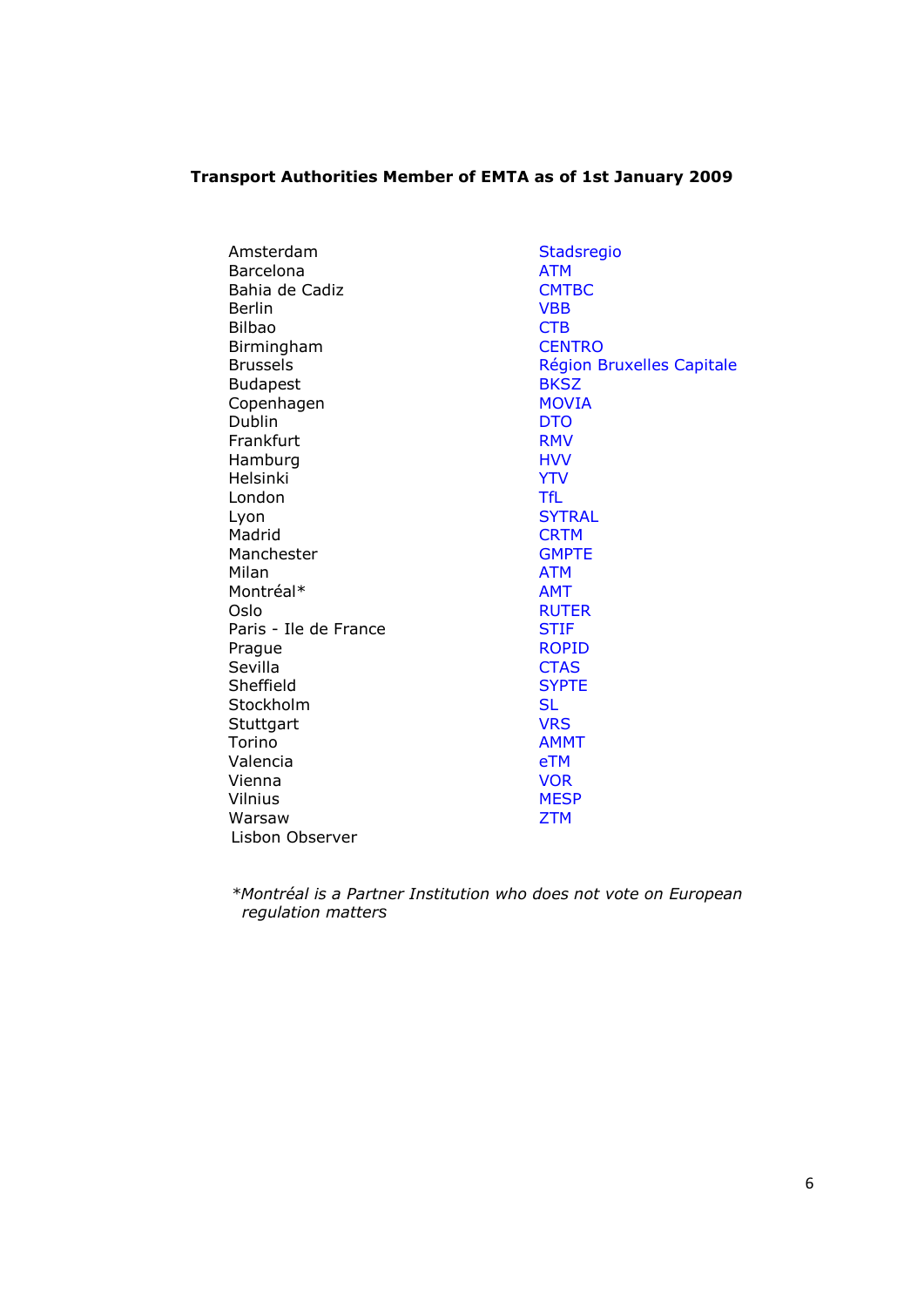**Transport Authorities Member of EMTA as of 1st January 2009**

| | |
|---|---|
| Amsterdam | Stadsregio |
| Barcelona | ATM |
| Bahia de Cadiz | CMTBC |
| Berlin | VBB |
| Bilbao | CTB |
| Birmingham | CENTRO |
| Brussels | Région Bruxelles Capitale |
| Budapest | BKSZ |
| Copenhagen | MOVIA |
| Dublin | DTO |
| Frankfurt | RMV |
| Hamburg | HVV |
| Helsinki | YTV |
| London | TfL |
| Lyon | SYTRAL |
| Madrid | CRTM |
| Manchester | GMPTE |
| Milan | ATM |
| Montréal* | AMT |
| Oslo | RUTER |
| Paris - Ile de France | STIF |
| Prague | ROPID |
| Sevilla | CTAS |
| Sheffield | SYPTE |
| Stockholm | SL |
| Stuttgart | VRS |
| Torino | AMMT |
| Valencia | eTM |
| Vienna | VOR |
| Vilnius | MESP |
| Warsaw | ZTM |
| Lisbon Observer | |

*\*Montréal is a Partner Institution who does not vote on European regulation matters*